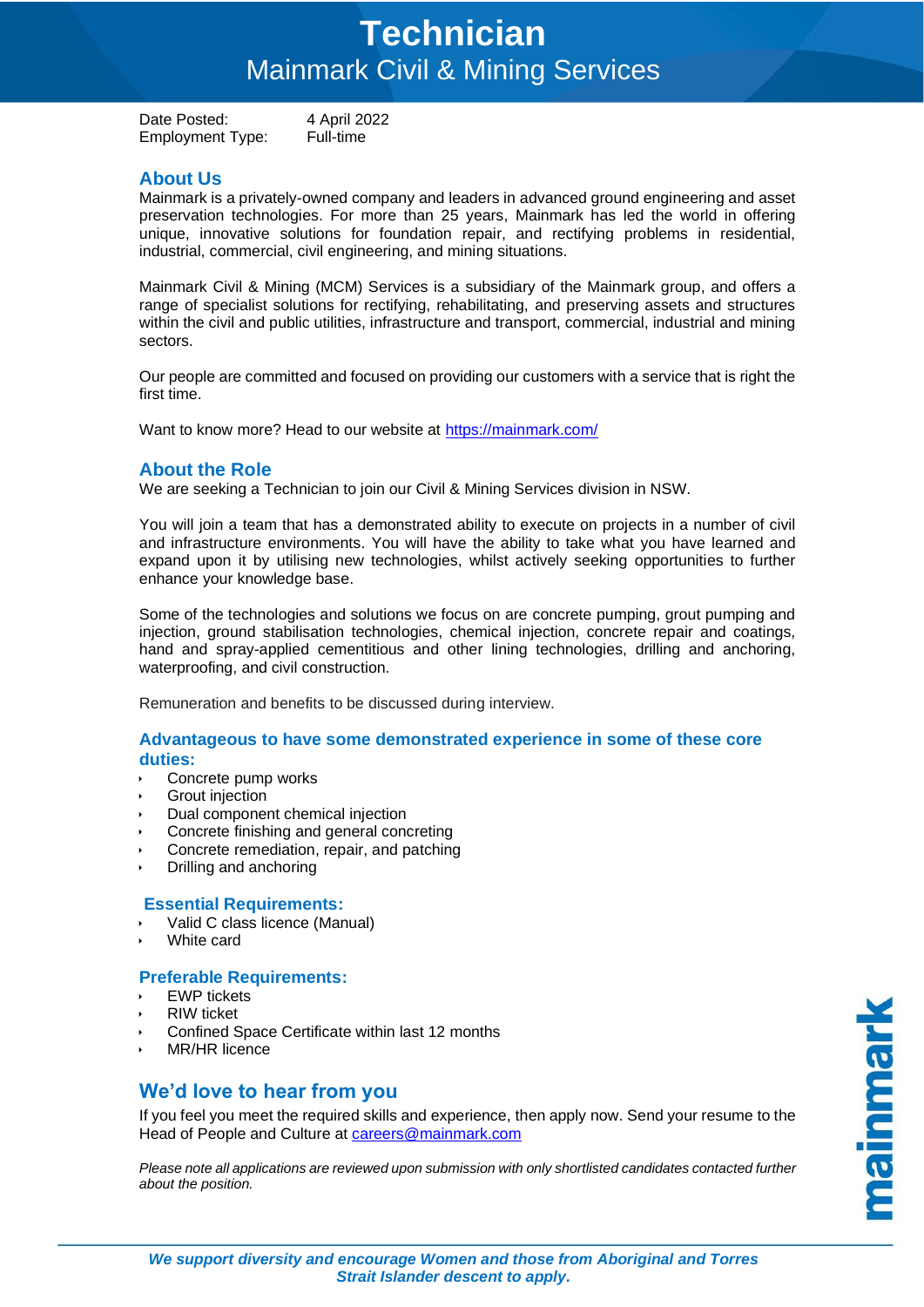# Technician

## Mainmark Civil & Mining Services

Date Posted: 4 April 2022
Employment Type: Full-time

## About Us

Mainmark is a privately-owned company and leaders in advanced ground engineering and asset preservation technologies. For more than 25 years, Mainmark has led the world in offering unique, innovative solutions for foundation repair, and rectifying problems in residential, industrial, commercial, civil engineering, and mining situations.

Mainmark Civil & Mining (MCM) Services is a subsidiary of the Mainmark group, and offers a range of specialist solutions for rectifying, rehabilitating, and preserving assets and structures within the civil and public utilities, infrastructure and transport, commercial, industrial and mining sectors.

Our people are committed and focused on providing our customers with a service that is right the first time.

Want to know more? Head to our website at https://mainmark.com/

## About the Role

We are seeking a Technician to join our Civil & Mining Services division in NSW.

You will join a team that has a demonstrated ability to execute on projects in a number of civil and infrastructure environments. You will have the ability to take what you have learned and expand upon it by utilising new technologies, whilst actively seeking opportunities to further enhance your knowledge base.

Some of the technologies and solutions we focus on are concrete pumping, grout pumping and injection, ground stabilisation technologies, chemical injection, concrete repair and coatings, hand and spray-applied cementitious and other lining technologies, drilling and anchoring, waterproofing, and civil construction.

Remuneration and benefits to be discussed during interview.

### Advantageous to have some demonstrated experience in some of these core duties:

- Concrete pump works
- Grout injection
- Dual component chemical injection
- Concrete finishing and general concreting
- Concrete remediation, repair, and patching
- Drilling and anchoring

### Essential Requirements:

- Valid C class licence (Manual)
- White card

### Preferable Requirements:

- EWP tickets
- RIW ticket
- Confined Space Certificate within last 12 months
- MR/HR licence

## We'd love to hear from you

If you feel you meet the required skills and experience, then apply now. Send your resume to the Head of People and Culture at careers@mainmark.com

*Please note all applications are reviewed upon submission with only shortlisted candidates contacted further about the position.*

mainmark

***We support diversity and encourage Women and those from Aboriginal and Torres Strait Islander descent to apply.***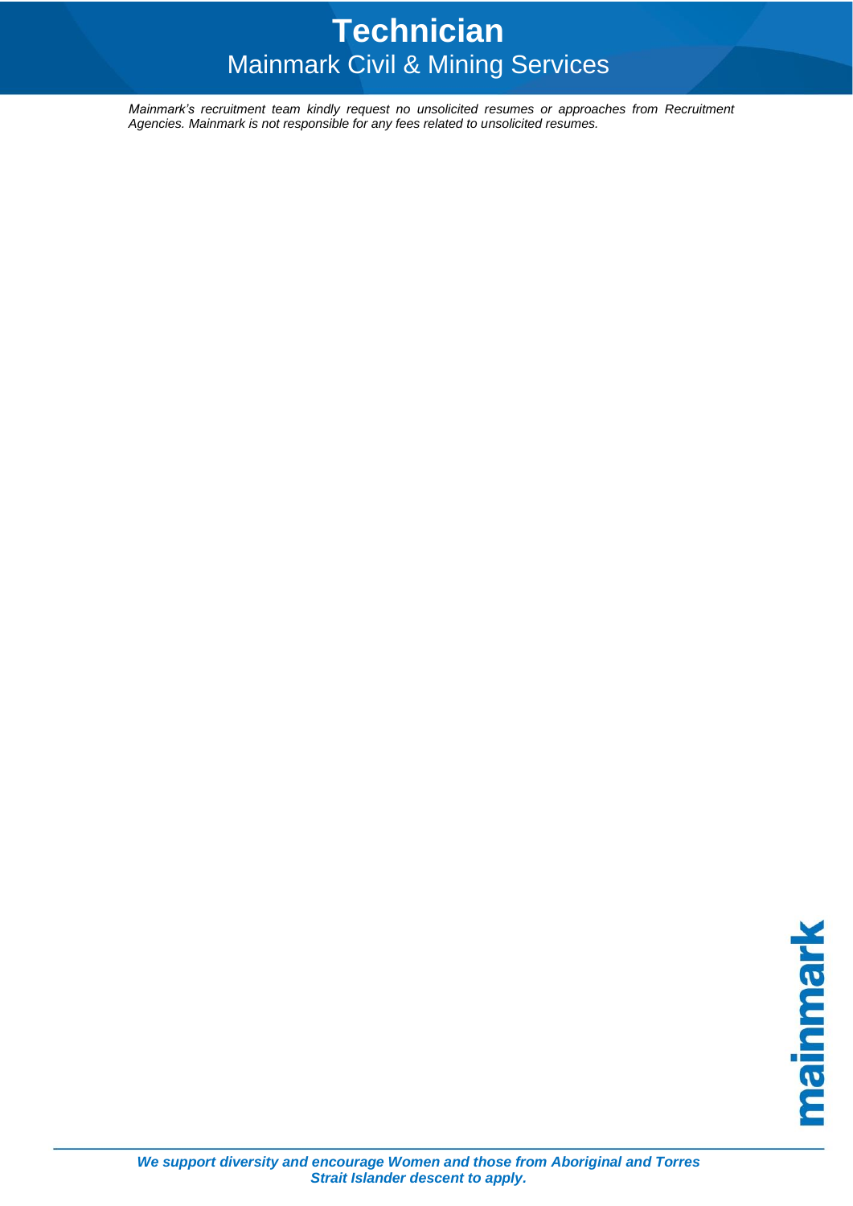*Mainmark's recruitment team kindly request no unsolicited resumes or approaches from Recruitment Agencies. Mainmark is not responsible for any fees related to unsolicited resumes.*